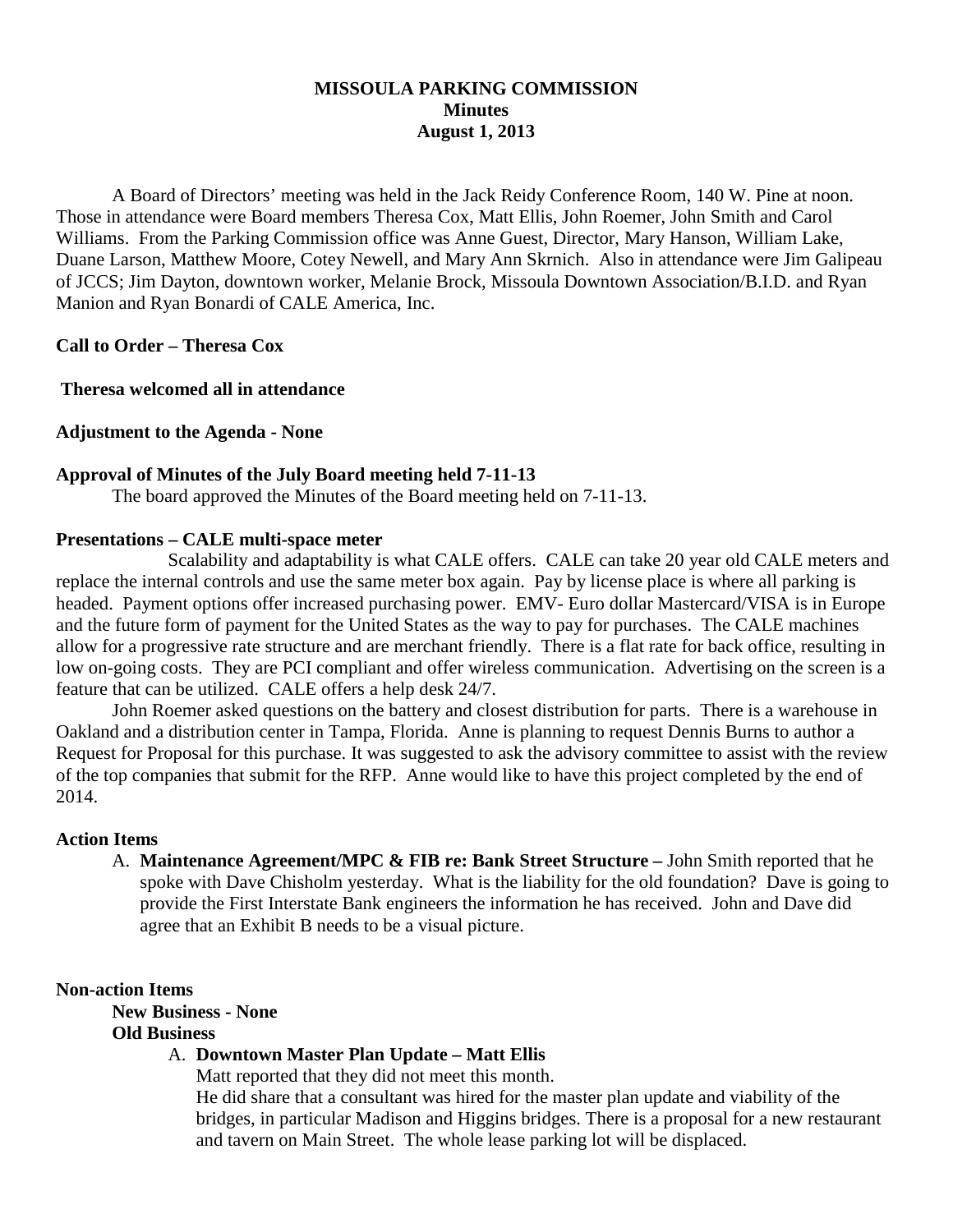# MISSOULA PARKING COMMISSION
## Minutes
## August 1, 2013

A Board of Directors' meeting was held in the Jack Reidy Conference Room, 140 W. Pine at noon. Those in attendance were Board members Theresa Cox, Matt Ellis, John Roemer, John Smith and Carol Williams. From the Parking Commission office was Anne Guest, Director, Mary Hanson, William Lake, Duane Larson, Matthew Moore, Cotey Newell, and Mary Ann Skrnich. Also in attendance were Jim Galipeau of JCCS; Jim Dayton, downtown worker, Melanie Brock, Missoula Downtown Association/B.I.D. and Ryan Manion and Ryan Bonardi of CALE America, Inc.

**Call to Order – Theresa Cox**

**Theresa welcomed all in attendance**

**Adjustment to the Agenda - None**

**Approval of Minutes of the July Board meeting held 7-11-13**

The board approved the Minutes of the Board meeting held on 7-11-13.

**Presentations – CALE multi-space meter**

Scalability and adaptability is what CALE offers. CALE can take 20 year old CALE meters and replace the internal controls and use the same meter box again. Pay by license place is where all parking is headed. Payment options offer increased purchasing power. EMV- Euro dollar Mastercard/VISA is in Europe and the future form of payment for the United States as the way to pay for purchases. The CALE machines allow for a progressive rate structure and are merchant friendly. There is a flat rate for back office, resulting in low on-going costs. They are PCI compliant and offer wireless communication. Advertising on the screen is a feature that can be utilized. CALE offers a help desk 24/7.

John Roemer asked questions on the battery and closest distribution for parts. There is a warehouse in Oakland and a distribution center in Tampa, Florida. Anne is planning to request Dennis Burns to author a Request for Proposal for this purchase. It was suggested to ask the advisory committee to assist with the review of the top companies that submit for the RFP. Anne would like to have this project completed by the end of 2014.

**Action Items**

A. **Maintenance Agreement/MPC & FIB re: Bank Street Structure –** John Smith reported that he spoke with Dave Chisholm yesterday. What is the liability for the old foundation? Dave is going to provide the First Interstate Bank engineers the information he has received. John and Dave did agree that an Exhibit B needs to be a visual picture.

**Non-action Items**

**New Business - None**

**Old Business**

A. **Downtown Master Plan Update – Matt Ellis**

Matt reported that they did not meet this month.

He did share that a consultant was hired for the master plan update and viability of the bridges, in particular Madison and Higgins bridges. There is a proposal for a new restaurant and tavern on Main Street. The whole lease parking lot will be displaced.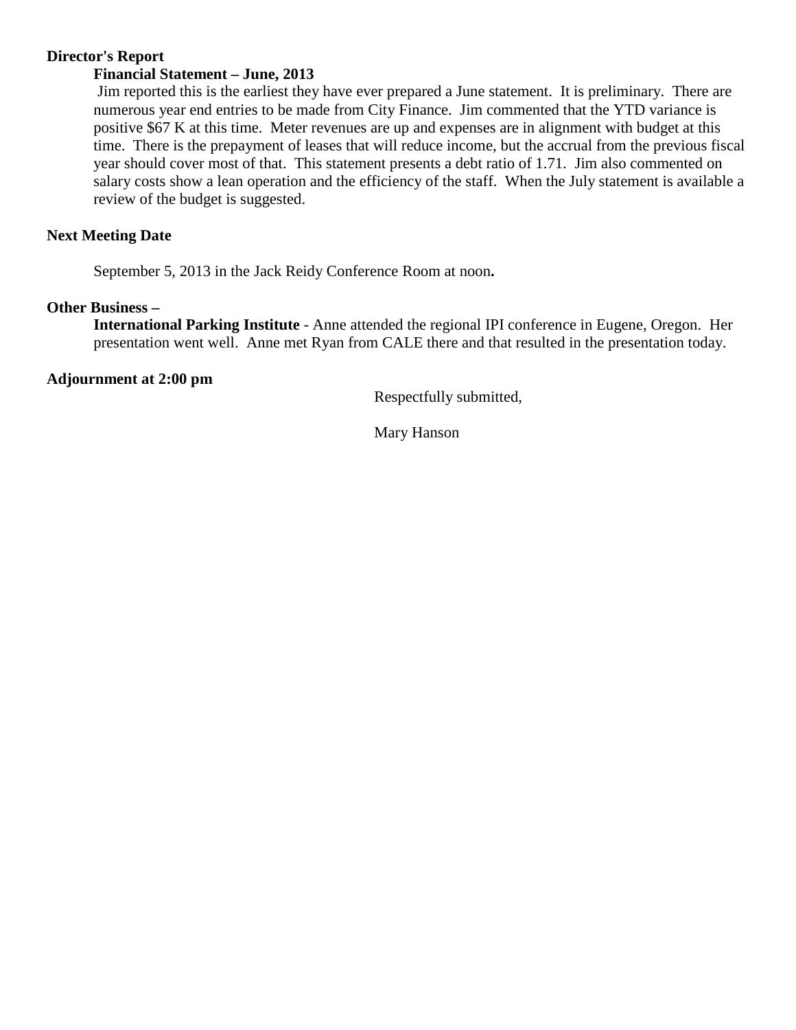**Director's Report**

**Financial Statement – June, 2013**

Jim reported this is the earliest they have ever prepared a June statement. It is preliminary. There are numerous year end entries to be made from City Finance. Jim commented that the YTD variance is positive $67 K at this time. Meter revenues are up and expenses are in alignment with budget at this time. There is the prepayment of leases that will reduce income, but the accrual from the previous fiscal year should cover most of that. This statement presents a debt ratio of 1.71. Jim also commented on salary costs show a lean operation and the efficiency of the staff. When the July statement is available a review of the budget is suggested.

**Next Meeting Date**

September 5, 2013 in the Jack Reidy Conference Room at noon**.**

**Other Business –**

**International Parking Institute** - Anne attended the regional IPI conference in Eugene, Oregon. Her presentation went well. Anne met Ryan from CALE there and that resulted in the presentation today.

**Adjournment at 2:00 pm**

Respectfully submitted,

Mary Hanson